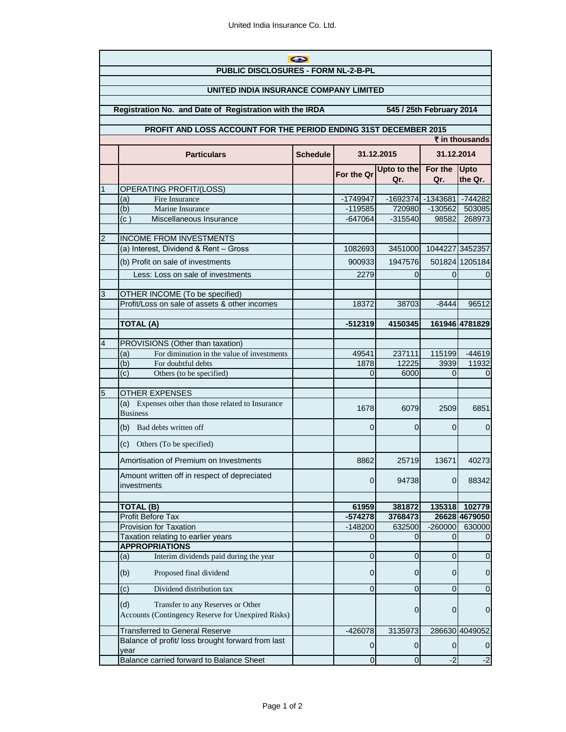**PUBLIC DISCLOSURES - FORM NL-2-B-PL**

**UNITED INDIA INSURANCE COMPANY LIMITED**

**Registration No. and Date of Registration with the IRDA** **545 / 25th February 2014**

**PROFIT AND LOSS ACCOUNT FOR THE PERIOD ENDING 31ST DECEMBER 2015**

**₹ in thousands**

| | Particulars | Schedule | 31.12.2015 | | 31.12.2014 | |
|---|---|---|---|---|---|---|
| | | | For the Qr | Upto to the Qr. | For the Qr. | Upto the Qr. |
| 1 | OPERATING PROFIT/(LOSS) | | | | | |
| | (a) Fire Insurance | | -1749947 | -1692374 | -1343681 | -744282 |
| | (b) Marine Insurance | | -119585 | 720980 | -130562 | 503085 |
| | (c ) Miscellaneous Insurance | | -647064 | -315540 | 98582 | 268973 |
| | | | | | | |
| 2 | INCOME FROM INVESTMENTS | | | | | |
| | (a) Interest, Dividend & Rent – Gross | | 1082693 | 3451000 | 1044227 | 3452357 |
| | (b) Profit on sale of investments | | 900933 | 1947576 | 501824 | 1205184 |
| | Less: Loss on sale of investments | | 2279 | 0 | 0 | 0 |
| | | | | | | |
| 3 | OTHER INCOME (To be specified) | | | | | |
| | Profit/Loss on sale of assets & other incomes | | 18372 | 38703 | -8444 | 96512 |
| | | | | | | |
| | **TOTAL (A)** | | **-512319** | **4150345** | **161946** | **4781829** |
| | | | | | | |
| 4 | PROVISIONS (Other than taxation) | | | | | |
| | (a) For diminution in the value of investments | | 49541 | 237111 | 115199 | -44619 |
| | (b) For doubtful debts | | 1878 | 12225 | 3939 | 11932 |
| | (c) Others (to be specified) | | 0 | 6000 | 0 | 0 |
| | | | | | | |
| 5 | OTHER EXPENSES | | | | | |
| | (a) Expenses other than those related to Insurance Business | | 1678 | 6079 | 2509 | 6851 |
| | (b) Bad debts written off | | 0 | 0 | 0 | 0 |
| | (c) Others (To be specified) | | | | | |
| | Amortisation of Premium on Investments | | 8862 | 25719 | 13671 | 40273 |
| | Amount written off in respect of depreciated investments | | 0 | 94738 | 0 | 88342 |
| | | | | | | |
| | **TOTAL (B)** | | **61959** | **381872** | **135318** | **102779** |
| | Profit Before Tax | | **-574278** | **3768473** | **26628** | **4679050** |
| | Provision for Taxation | | -148200 | 632500 | -260000 | 630000 |
| | Taxation relating to earlier years | | 0 | 0 | 0 | 0 |
| | **APPROPRIATIONS** | | | | | |
| | (a) Interim dividends paid during the year | | 0 | 0 | 0 | 0 |
| | (b) Proposed final dividend | | 0 | 0 | 0 | 0 |
| | (c) Dividend distribution tax | | 0 | 0 | 0 | 0 |
| | (d) Transfer to any Reserves or Other Accounts (Contingency Reserve for Unexpired Risks) | | | 0 | 0 | 0 |
| | Transferred to General Reserve | | -426078 | 3135973 | 286630 | 4049052 |
| | Balance of profit/ loss brought forward from last year | | 0 | 0 | 0 | 0 |
| | Balance carried forward to Balance Sheet | | 0 | 0 | -2 | -2 |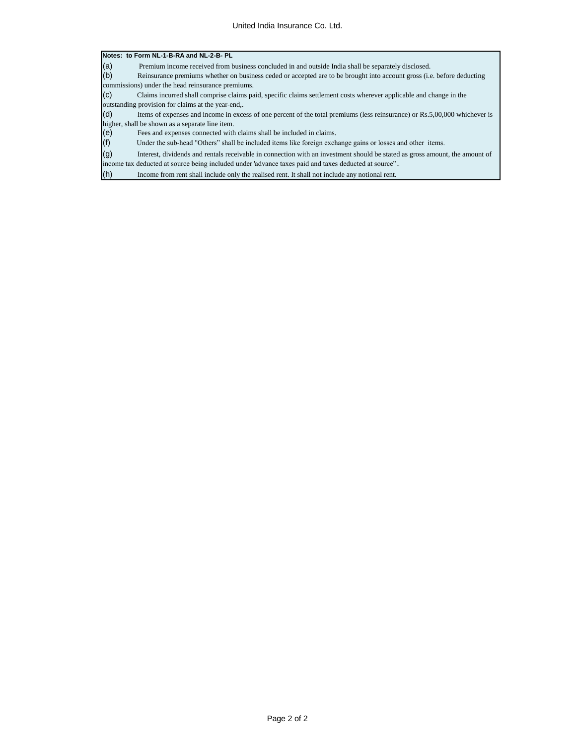**Notes: to Form NL-1-B-RA and NL-2-B- PL**

(a) Premium income received from business concluded in and outside India shall be separately disclosed.

(b) Reinsurance premiums whether on business ceded or accepted are to be brought into account gross (i.e. before deducting commissions) under the head reinsurance premiums.

(c) Claims incurred shall comprise claims paid, specific claims settlement costs wherever applicable and change in the outstanding provision for claims at the year-end,.

(d) Items of expenses and income in excess of one percent of the total premiums (less reinsurance) or Rs.5,00,000 whichever is higher, shall be shown as a separate line item.

(e) Fees and expenses connected with claims shall be included in claims.

(f) Under the sub-head "Others" shall be included items like foreign exchange gains or losses and other items.

(g) Interest, dividends and rentals receivable in connection with an investment should be stated as gross amount, the amount of income tax deducted at source being included under 'advance taxes paid and taxes deducted at source"..

(h) Income from rent shall include only the realised rent. It shall not include any notional rent.